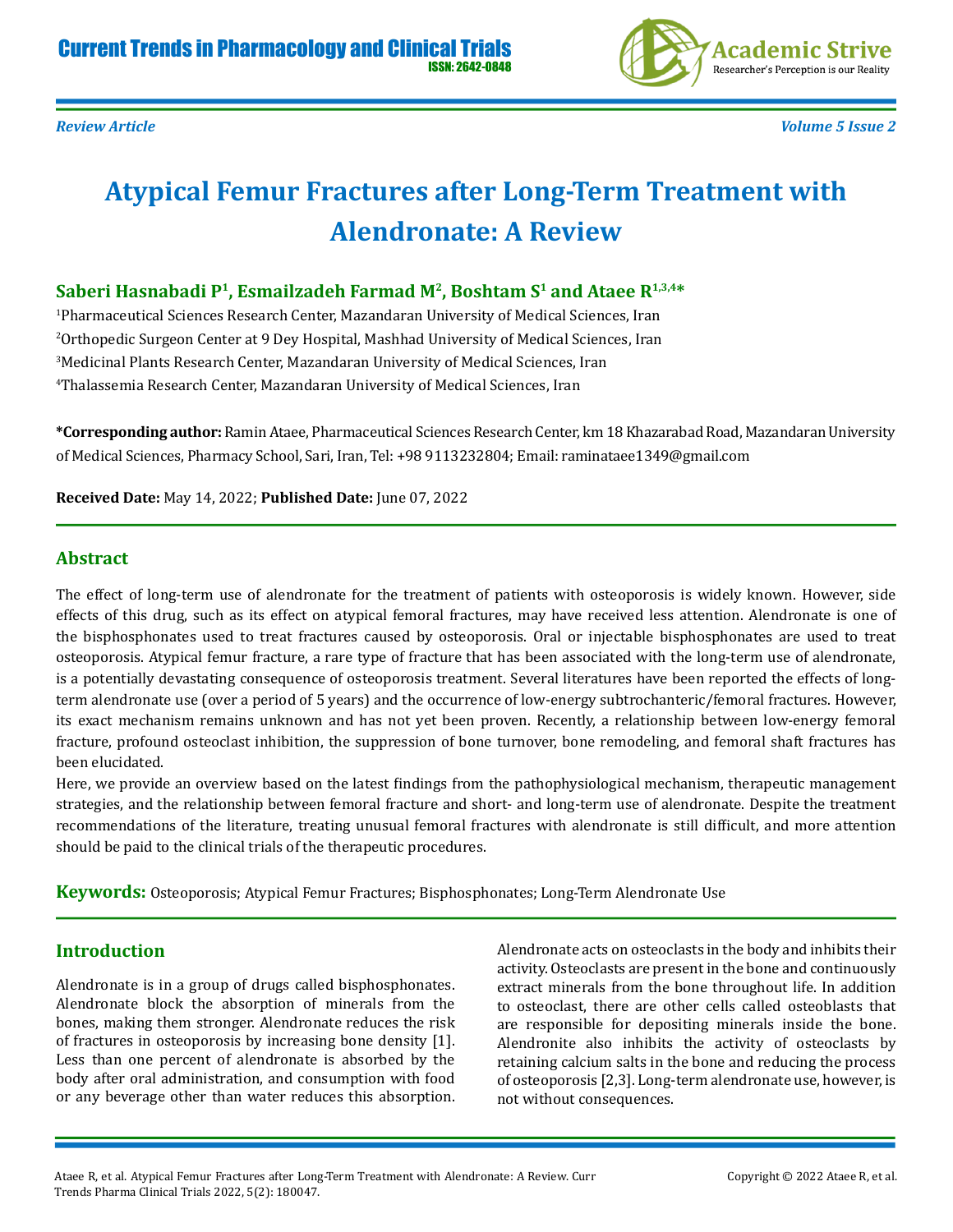Review Article

# Atypical Femur Fractures after Long-Term Treatment with Alendronate: A Review

**Saberi Hasnabadi P[1], Esmailzadeh Farmad M[2], Boshtam S[1] and Ataee R[1,3,4]***

[1]Pharmaceutical Sciences Research Center, Mazandaran University of Medical Sciences, Iran

[2]Orthopedic Surgeon Center at 9 Dey Hospital, Mashhad University of Medical Sciences, Iran

[3]Medicinal Plants Research Center, Mazandaran University of Medical Sciences, Iran

[4]Thalassemia Research Center, Mazandaran University of Medical Sciences, Iran

***Corresponding author:** Ramin Ataee, Pharmaceutical Sciences Research Center, km 18 Khazarabad Road, Mazandaran University of Medical Sciences, Pharmacy School, Sari, Iran, Tel: +98 9113232804; Email: raminataee1349@gmail.com

**Received Date:** May 14, 2022; **Published Date:** June 07, 2022

## Abstract

The effect of long-term use of alendronate for the treatment of patients with osteoporosis is widely known. However, side effects of this drug, such as its effect on atypical femoral fractures, may have received less attention. Alendronate is one of the bisphosphonates used to treat fractures caused by osteoporosis. Oral or injectable bisphosphonates are used to treat osteoporosis. Atypical femur fracture, a rare type of fracture that has been associated with the long-term use of alendronate, is a potentially devastating consequence of osteoporosis treatment. Several literatures have been reported the effects of long-term alendronate use (over a period of 5 years) and the occurrence of low-energy subtrochanteric/femoral fractures. However, its exact mechanism remains unknown and has not yet been proven. Recently, a relationship between low-energy femoral fracture, profound osteoclast inhibition, the suppression of bone turnover, bone remodeling, and femoral shaft fractures has been elucidated.

Here, we provide an overview based on the latest findings from the pathophysiological mechanism, therapeutic management strategies, and the relationship between femoral fracture and short- and long-term use of alendronate. Despite the treatment recommendations of the literature, treating unusual femoral fractures with alendronate is still difficult, and more attention should be paid to the clinical trials of the therapeutic procedures.

**Keywords:** Osteoporosis; Atypical Femur Fractures; Bisphosphonates; Long-Term Alendronate Use

## Introduction

Alendronate is in a group of drugs called bisphosphonates. Alendronate block the absorption of minerals from the bones, making them stronger. Alendronate reduces the risk of fractures in osteoporosis by increasing bone density [1]. Less than one percent of alendronate is absorbed by the body after oral administration, and consumption with food or any beverage other than water reduces this absorption. Alendronate acts on osteoclasts in the body and inhibits their activity. Osteoclasts are present in the bone and continuously extract minerals from the bone throughout life. In addition to osteoclast, there are other cells called osteoblasts that are responsible for depositing minerals inside the bone. Alendronite also inhibits the activity of osteoclasts by retaining calcium salts in the bone and reducing the process of osteoporosis [2,3]. Long-term alendronate use, however, is not without consequences.

Ataee R, et al. Atypical Femur Fractures after Long-Term Treatment with Alendronate: A Review. Curr Trends Pharma Clinical Trials 2022, 5(2): 180047.

Copyright © 2022 Ataee R, et al.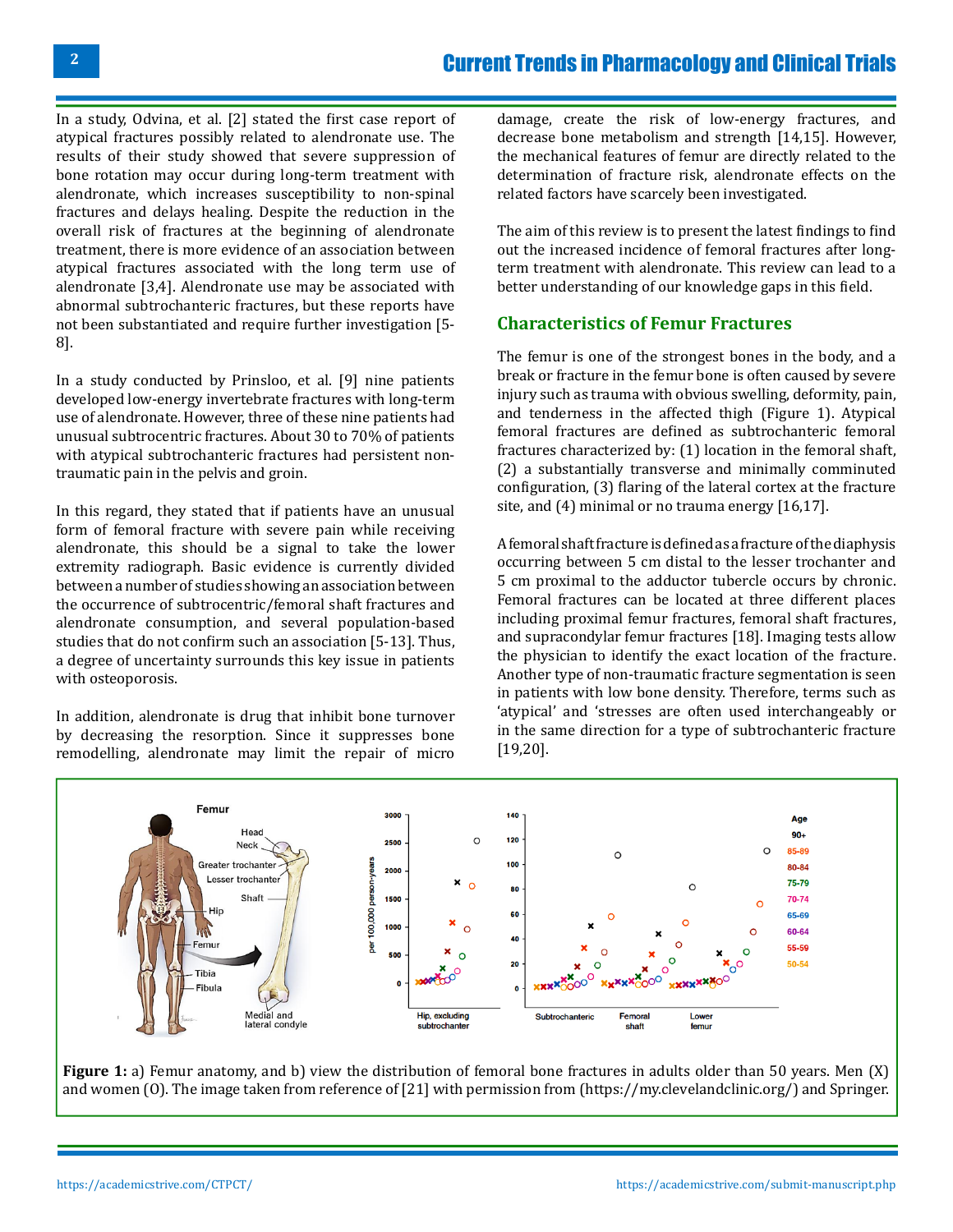In a study, Odvina, et al. [2] stated the first case report of atypical fractures possibly related to alendronate use. The results of their study showed that severe suppression of bone rotation may occur during long-term treatment with alendronate, which increases susceptibility to non-spinal fractures and delays healing. Despite the reduction in the overall risk of fractures at the beginning of alendronate treatment, there is more evidence of an association between atypical fractures associated with the long term use of alendronate [3,4]. Alendronate use may be associated with abnormal subtrochanteric fractures, but these reports have not been substantiated and require further investigation [5-8].

In a study conducted by Prinsloo, et al. [9] nine patients developed low-energy invertebrate fractures with long-term use of alendronate. However, three of these nine patients had unusual subtrocentric fractures. About 30 to 70% of patients with atypical subtrochanteric fractures had persistent non-traumatic pain in the pelvis and groin.

In this regard, they stated that if patients have an unusual form of femoral fracture with severe pain while receiving alendronate, this should be a signal to take the lower extremity radiograph. Basic evidence is currently divided between a number of studies showing an association between the occurrence of subtrocentric/femoral shaft fractures and alendronate consumption, and several population-based studies that do not confirm such an association [5-13]. Thus, a degree of uncertainty surrounds this key issue in patients with osteoporosis.

In addition, alendronate is drug that inhibit bone turnover by decreasing the resorption. Since it suppresses bone remodelling, alendronate may limit the repair of micro damage, create the risk of low-energy fractures, and decrease bone metabolism and strength [14,15]. However, the mechanical features of femur are directly related to the determination of fracture risk, alendronate effects on the related factors have scarcely been investigated.

The aim of this review is to present the latest findings to find out the increased incidence of femoral fractures after long-term treatment with alendronate. This review can lead to a better understanding of our knowledge gaps in this field.

## Characteristics of Femur Fractures

The femur is one of the strongest bones in the body, and a break or fracture in the femur bone is often caused by severe injury such as trauma with obvious swelling, deformity, pain, and tenderness in the affected thigh (Figure 1). Atypical femoral fractures are defined as subtrochanteric femoral fractures characterized by: (1) location in the femoral shaft, (2) a substantially transverse and minimally comminuted configuration, (3) flaring of the lateral cortex at the fracture site, and (4) minimal or no trauma energy [16,17].

A femoral shaft fracture is defined as a fracture of the diaphysis occurring between 5 cm distal to the lesser trochanter and 5 cm proximal to the adductor tubercle occurs by chronic. Femoral fractures can be located at three different places including proximal femur fractures, femoral shaft fractures, and supracondylar femur fractures [18]. Imaging tests allow the physician to identify the exact location of the fracture. Another type of non-traumatic fracture segmentation is seen in patients with low bone density. Therefore, terms such as 'atypical' and 'stresses are often used interchangeably or in the same direction for a type of subtrochanteric fracture [19,20].

**Figure 1:** a) Femur anatomy, and b) view the distribution of femoral bone fractures in adults older than 50 years. Men (X) and women (O). The image taken from reference of [21] with permission from (https://my.clevelandclinic.org/) and Springer.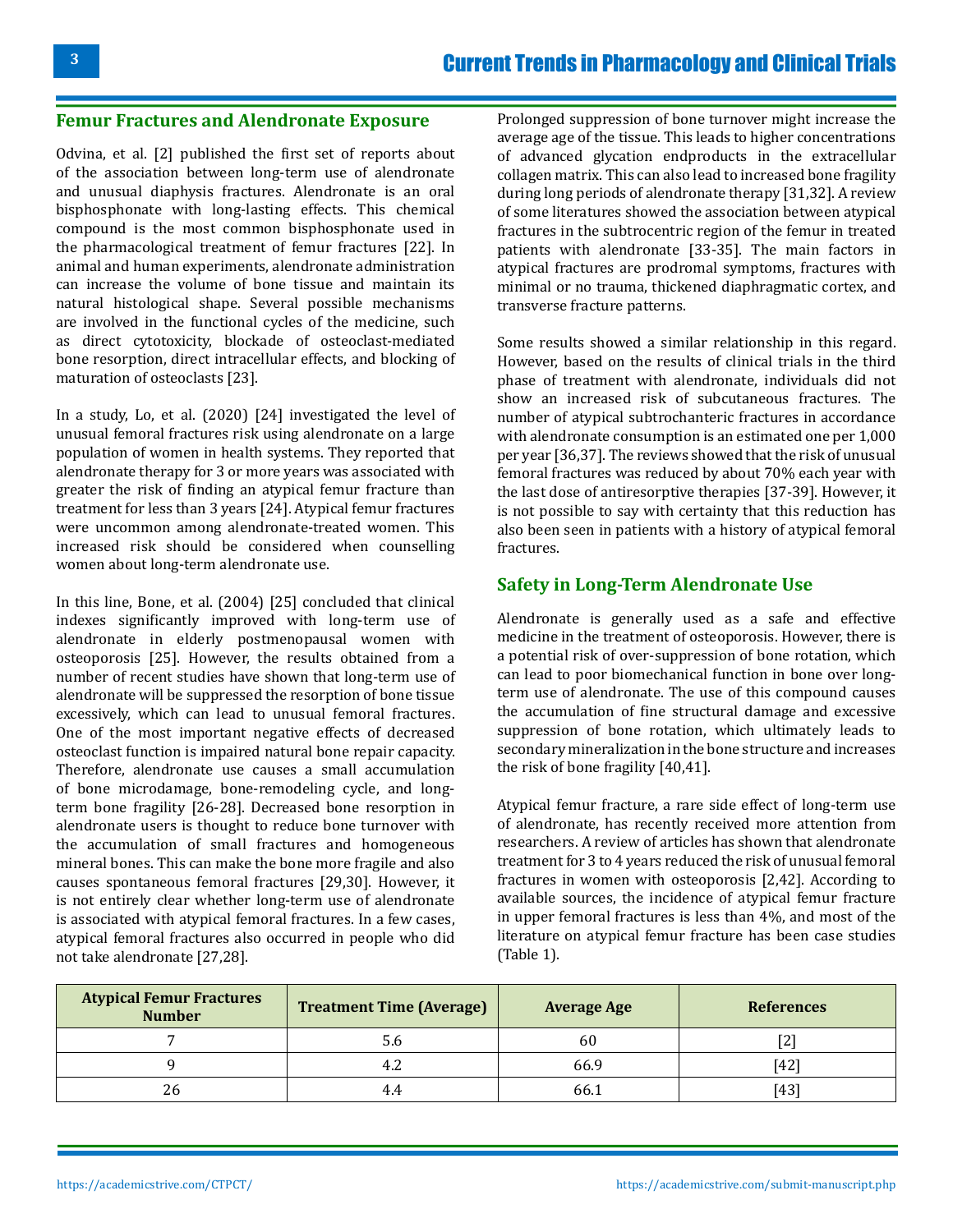## Femur Fractures and Alendronate Exposure

Odvina, et al. [2] published the first set of reports about of the association between long-term use of alendronate and unusual diaphysis fractures. Alendronate is an oral bisphosphonate with long-lasting effects. This chemical compound is the most common bisphosphonate used in the pharmacological treatment of femur fractures [22]. In animal and human experiments, alendronate administration can increase the volume of bone tissue and maintain its natural histological shape. Several possible mechanisms are involved in the functional cycles of the medicine, such as direct cytotoxicity, blockade of osteoclast-mediated bone resorption, direct intracellular effects, and blocking of maturation of osteoclasts [23].

In a study, Lo, et al. (2020) [24] investigated the level of unusual femoral fractures risk using alendronate on a large population of women in health systems. They reported that alendronate therapy for 3 or more years was associated with greater the risk of finding an atypical femur fracture than treatment for less than 3 years [24]. Atypical femur fractures were uncommon among alendronate-treated women. This increased risk should be considered when counselling women about long-term alendronate use.

In this line, Bone, et al. (2004) [25] concluded that clinical indexes significantly improved with long-term use of alendronate in elderly postmenopausal women with osteoporosis [25]. However, the results obtained from a number of recent studies have shown that long-term use of alendronate will be suppressed the resorption of bone tissue excessively, which can lead to unusual femoral fractures. One of the most important negative effects of decreased osteoclast function is impaired natural bone repair capacity. Therefore, alendronate use causes a small accumulation of bone microdamage, bone-remodeling cycle, and long-term bone fragility [26-28]. Decreased bone resorption in alendronate users is thought to reduce bone turnover with the accumulation of small fractures and homogeneous mineral bones. This can make the bone more fragile and also causes spontaneous femoral fractures [29,30]. However, it is not entirely clear whether long-term use of alendronate is associated with atypical femoral fractures. In a few cases, atypical femoral fractures also occurred in people who did not take alendronate [27,28].

Prolonged suppression of bone turnover might increase the average age of the tissue. This leads to higher concentrations of advanced glycation endproducts in the extracellular collagen matrix. This can also lead to increased bone fragility during long periods of alendronate therapy [31,32]. A review of some literatures showed the association between atypical fractures in the subtrocentric region of the femur in treated patients with alendronate [33-35]. The main factors in atypical fractures are prodromal symptoms, fractures with minimal or no trauma, thickened diaphragmatic cortex, and transverse fracture patterns.

Some results showed a similar relationship in this regard. However, based on the results of clinical trials in the third phase of treatment with alendronate, individuals did not show an increased risk of subcutaneous fractures. The number of atypical subtrochanteric fractures in accordance with alendronate consumption is an estimated one per 1,000 per year [36,37]. The reviews showed that the risk of unusual femoral fractures was reduced by about 70% each year with the last dose of antiresorptive therapies [37-39]. However, it is not possible to say with certainty that this reduction has also been seen in patients with a history of atypical femoral fractures.

## Safety in Long-Term Alendronate Use

Alendronate is generally used as a safe and effective medicine in the treatment of osteoporosis. However, there is a potential risk of over-suppression of bone rotation, which can lead to poor biomechanical function in bone over long-term use of alendronate. The use of this compound causes the accumulation of fine structural damage and excessive suppression of bone rotation, which ultimately leads to secondary mineralization in the bone structure and increases the risk of bone fragility [40,41].

Atypical femur fracture, a rare side effect of long-term use of alendronate, has recently received more attention from researchers. A review of articles has shown that alendronate treatment for 3 to 4 years reduced the risk of unusual femoral fractures in women with osteoporosis [2,42]. According to available sources, the incidence of atypical femur fracture in upper femoral fractures is less than 4%, and most of the literature on atypical femur fracture has been case studies (Table 1).

| Atypical Femur Fractures Number | Treatment Time (Average) | Average Age | References |
|---|---|---|---|
| 7 | 5.6 | 60 | [2] |
| 9 | 4.2 | 66.9 | [42] |
| 26 | 4.4 | 66.1 | [43] |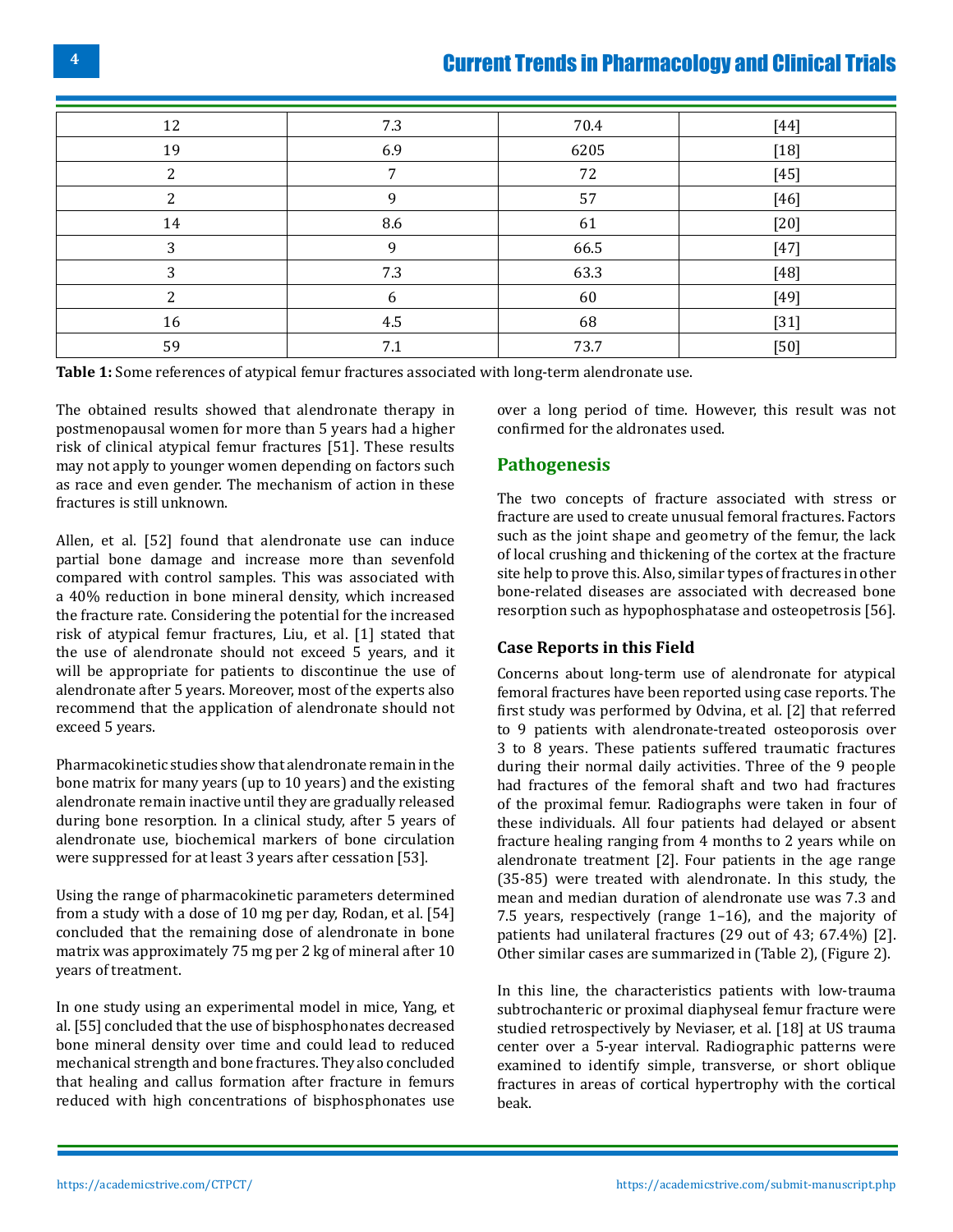| | | | |
|---|---|---|---|
| 12 | 7.3 | 70.4 | [44] |
| 19 | 6.9 | 6205 | [18] |
| 2 | 7 | 72 | [45] |
| 2 | 9 | 57 | [46] |
| 14 | 8.6 | 61 | [20] |
| 3 | 9 | 66.5 | [47] |
| 3 | 7.3 | 63.3 | [48] |
| 2 | 6 | 60 | [49] |
| 16 | 4.5 | 68 | [31] |
| 59 | 7.1 | 73.7 | [50] |

**Table 1:** Some references of atypical femur fractures associated with long-term alendronate use.

The obtained results showed that alendronate therapy in postmenopausal women for more than 5 years had a higher risk of clinical atypical femur fractures [51]. These results may not apply to younger women depending on factors such as race and even gender. The mechanism of action in these fractures is still unknown.

Allen, et al. [52] found that alendronate use can induce partial bone damage and increase more than sevenfold compared with control samples. This was associated with a 40% reduction in bone mineral density, which increased the fracture rate. Considering the potential for the increased risk of atypical femur fractures, Liu, et al. [1] stated that the use of alendronate should not exceed 5 years, and it will be appropriate for patients to discontinue the use of alendronate after 5 years. Moreover, most of the experts also recommend that the application of alendronate should not exceed 5 years.

Pharmacokinetic studies show that alendronate remain in the bone matrix for many years (up to 10 years) and the existing alendronate remain inactive until they are gradually released during bone resorption. In a clinical study, after 5 years of alendronate use, biochemical markers of bone circulation were suppressed for at least 3 years after cessation [53].

Using the range of pharmacokinetic parameters determined from a study with a dose of 10 mg per day, Rodan, et al. [54] concluded that the remaining dose of alendronate in bone matrix was approximately 75 mg per 2 kg of mineral after 10 years of treatment.

In one study using an experimental model in mice, Yang, et al. [55] concluded that the use of bisphosphonates decreased bone mineral density over time and could lead to reduced mechanical strength and bone fractures. They also concluded that healing and callus formation after fracture in femurs reduced with high concentrations of bisphosphonates use over a long period of time. However, this result was not confirmed for the aldronates used.

## Pathogenesis

The two concepts of fracture associated with stress or fracture are used to create unusual femoral fractures. Factors such as the joint shape and geometry of the femur, the lack of local crushing and thickening of the cortex at the fracture site help to prove this. Also, similar types of fractures in other bone-related diseases are associated with decreased bone resorption such as hypophosphatase and osteopetrosis [56].

### Case Reports in this Field

Concerns about long-term use of alendronate for atypical femoral fractures have been reported using case reports. The first study was performed by Odvina, et al. [2] that referred to 9 patients with alendronate-treated osteoporosis over 3 to 8 years. These patients suffered traumatic fractures during their normal daily activities. Three of the 9 people had fractures of the femoral shaft and two had fractures of the proximal femur. Radiographs were taken in four of these individuals. All four patients had delayed or absent fracture healing ranging from 4 months to 2 years while on alendronate treatment [2]. Four patients in the age range (35-85) were treated with alendronate. In this study, the mean and median duration of alendronate use was 7.3 and 7.5 years, respectively (range 1–16), and the majority of patients had unilateral fractures (29 out of 43; 67.4%) [2]. Other similar cases are summarized in (Table 2), (Figure 2).

In this line, the characteristics patients with low-trauma subtrochanteric or proximal diaphyseal femur fracture were studied retrospectively by Neviaser, et al. [18] at US trauma center over a 5-year interval. Radiographic patterns were examined to identify simple, transverse, or short oblique fractures in areas of cortical hypertrophy with the cortical beak.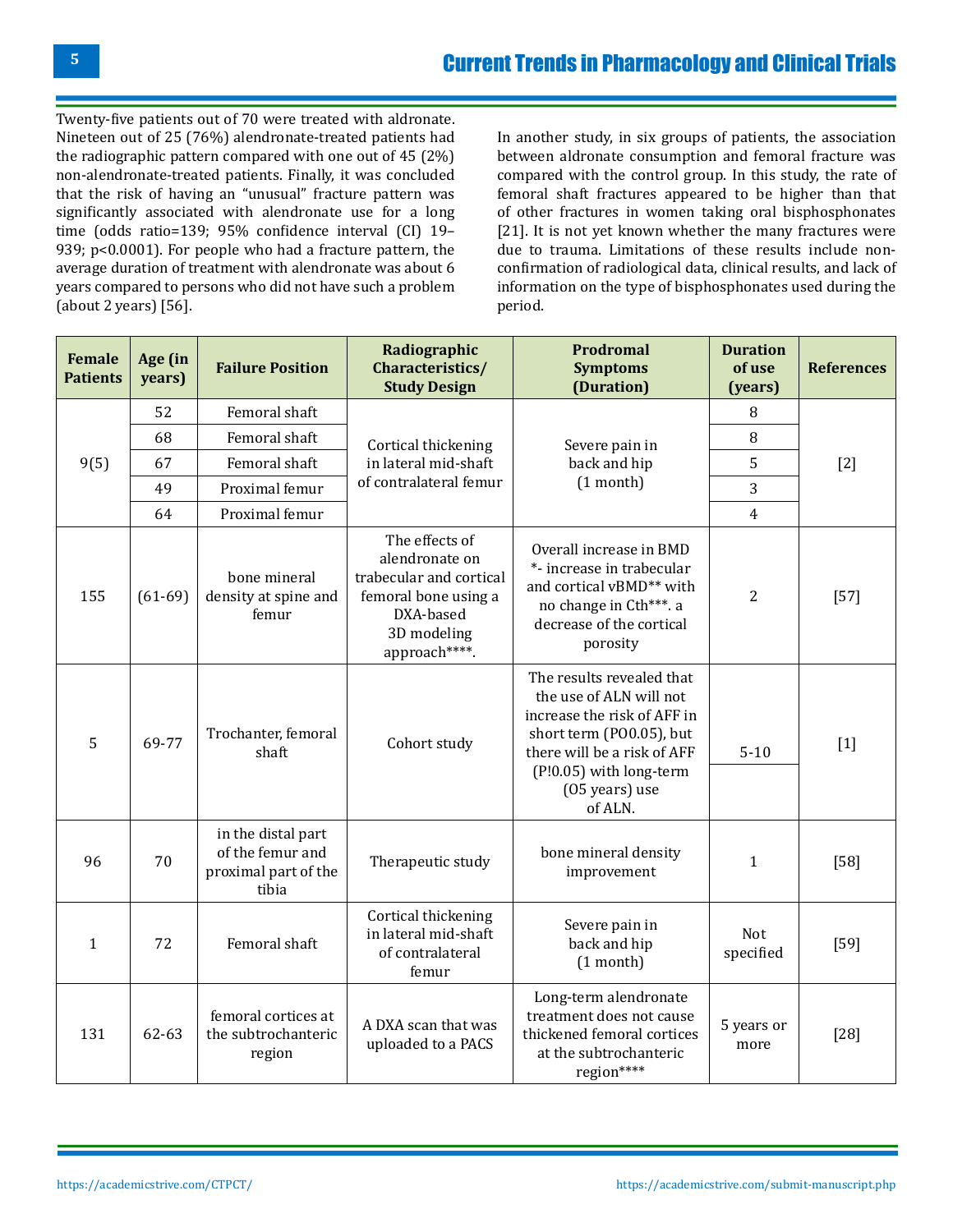Twenty-five patients out of 70 were treated with aldronate. Nineteen out of 25 (76%) alendronate-treated patients had the radiographic pattern compared with one out of 45 (2%) non-alendronate-treated patients. Finally, it was concluded that the risk of having an "unusual" fracture pattern was significantly associated with alendronate use for a long time (odds ratio=139; 95% confidence interval (CI) 19–939; p<0.0001). For people who had a fracture pattern, the average duration of treatment with alendronate was about 6 years compared to persons who did not have such a problem (about 2 years) [56].

In another study, in six groups of patients, the association between aldronate consumption and femoral fracture was compared with the control group. In this study, the rate of femoral shaft fractures appeared to be higher than that of other fractures in women taking oral bisphosphonates [21]. It is not yet known whether the many fractures were due to trauma. Limitations of these results include non-confirmation of radiological data, clinical results, and lack of information on the type of bisphosphonates used during the period.

| Female Patients | Age (in years) | Failure Position | Radiographic Characteristics/ Study Design | Prodromal Symptoms (Duration) | Duration of use (years) | References |
|---|---|---|---|---|---|---|
| 9(5) | 52 | Femoral shaft | Cortical thickening in lateral mid-shaft of contralateral femur | Severe pain in back and hip (1 month) | 8 | [2] |
| | 68 | Femoral shaft | | | 8 | |
| | 67 | Femoral shaft | | | 5 | |
| | 49 | Proximal femur | | | 3 | |
| | 64 | Proximal femur | | | 4 | |
| 155 | (61-69) | bone mineral density at spine and femur | The effects of alendronate on trabecular and cortical femoral bone using a DXA-based 3D modeling approach****. | Overall increase in BMD *- increase in trabecular and cortical vBMD** with no change in Cth***. a decrease of the cortical porosity | 2 | [57] |
| 5 | 69-77 | Trochanter, femoral shaft | Cohort study | The results revealed that the use of ALN will not increase the risk of AFF in short term (PO0.05), but there will be a risk of AFF (P!0.05) with long-term (O5 years) use of ALN. | 5-10 | [1] |
| 96 | 70 | in the distal part of the femur and proximal part of the tibia | Therapeutic study | bone mineral density improvement | 1 | [58] |
| 1 | 72 | Femoral shaft | Cortical thickening in lateral mid-shaft of contralateral femur | Severe pain in back and hip (1 month) | Not specified | [59] |
| 131 | 62-63 | femoral cortices at the subtrochanteric region | A DXA scan that was uploaded to a PACS | Long-term alendronate treatment does not cause thickened femoral cortices at the subtrochanteric region**** | 5 years or more | [28] |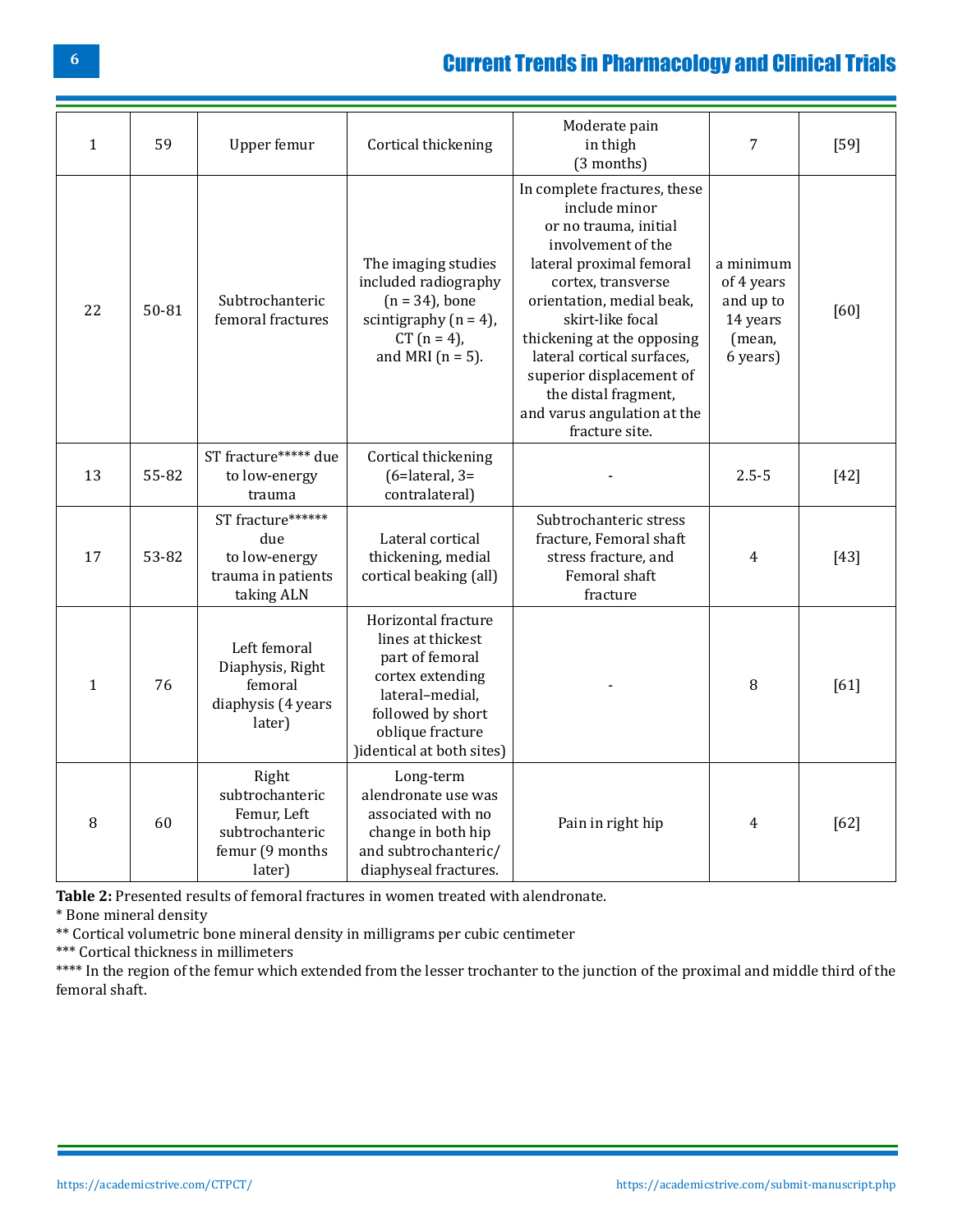| | | | | | | |
|---|---|---|---|---|---|---|
| 1 | 59 | Upper femur | Cortical thickening | Moderate pain in thigh (3 months) | 7 | [59] |
| 22 | 50-81 | Subtrochanteric femoral fractures | The imaging studies included radiography (n = 34), bone scintigraphy (n = 4), CT (n = 4), and MRI (n = 5). | In complete fractures, these include minor or no trauma, initial involvement of the lateral proximal femoral cortex, transverse orientation, medial beak, skirt-like focal thickening at the opposing lateral cortical surfaces, superior displacement of the distal fragment, and varus angulation at the fracture site. | a minimum of 4 years and up to 14 years (mean, 6 years) | [60] |
| 13 | 55-82 | ST fracture***** due to low-energy trauma | Cortical thickening (6=lateral, 3= contralateral) | - | 2.5-5 | [42] |
| 17 | 53-82 | ST fracture****** due to low-energy trauma in patients taking ALN | Lateral cortical thickening, medial cortical beaking (all) | Subtrochanteric stress fracture, Femoral shaft stress fracture, and Femoral shaft fracture | 4 | [43] |
| 1 | 76 | Left femoral Diaphysis, Right femoral diaphysis (4 years later) | Horizontal fracture lines at thickest part of femoral cortex extending lateral–medial, followed by short oblique fracture )identical at both sites) | - | 8 | [61] |
| 8 | 60 | Right subtrochanteric Femur, Left subtrochanteric femur (9 months later) | Long-term alendronate use was associated with no change in both hip and subtrochanteric/ diaphyseal fractures. | Pain in right hip | 4 | [62] |

**Table 2:** Presented results of femoral fractures in women treated with alendronate.

* Bone mineral density

** Cortical volumetric bone mineral density in milligrams per cubic centimeter

*** Cortical thickness in millimeters

**** In the region of the femur which extended from the lesser trochanter to the junction of the proximal and middle third of the femoral shaft.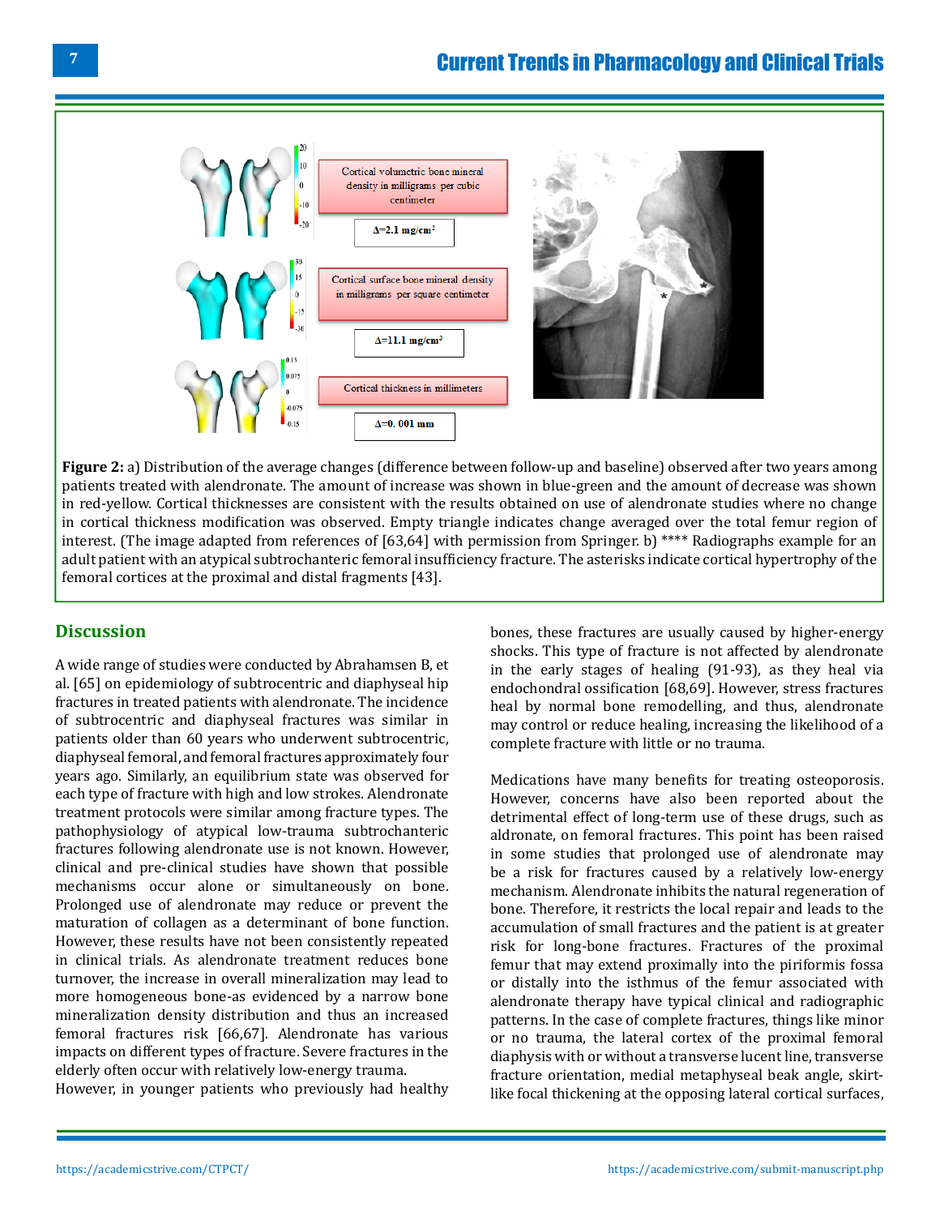Cortical volumetric bone mineral density in milligrams per cubic centimeter

Δ=2.1 mg/cm$^2$

Cortical surface bone mineral density in milligrams per square centimeter

Δ=11.1 mg/cm$^2$

Cortical thickness in millimeters

Δ=0. 001 mm

**Figure 2:** a) Distribution of the average changes (difference between follow-up and baseline) observed after two years among patients treated with alendronate. The amount of increase was shown in blue-green and the amount of decrease was shown in red-yellow. Cortical thicknesses are consistent with the results obtained on use of alendronate studies where no change in cortical thickness modification was observed. Empty triangle indicates change averaged over the total femur region of interest. (The image adapted from references of [63,64] with permission from Springer. b) **** Radiographs example for an adult patient with an atypical subtrochanteric femoral insufficiency fracture. The asterisks indicate cortical hypertrophy of the femoral cortices at the proximal and distal fragments [43].

## Discussion

A wide range of studies were conducted by Abrahamsen B, et al. [65] on epidemiology of subtrocentric and diaphyseal hip fractures in treated patients with alendronate. The incidence of subtrocentric and diaphyseal fractures was similar in patients older than 60 years who underwent subtrocentric, diaphyseal femoral, and femoral fractures approximately four years ago. Similarly, an equilibrium state was observed for each type of fracture with high and low strokes. Alendronate treatment protocols were similar among fracture types. The pathophysiology of atypical low-trauma subtrochanteric fractures following alendronate use is not known. However, clinical and pre-clinical studies have shown that possible mechanisms occur alone or simultaneously on bone. Prolonged use of alendronate may reduce or prevent the maturation of collagen as a determinant of bone function. However, these results have not been consistently repeated in clinical trials. As alendronate treatment reduces bone turnover, the increase in overall mineralization may lead to more homogeneous bone-as evidenced by a narrow bone mineralization density distribution and thus an increased femoral fractures risk [66,67]. Alendronate has various impacts on different types of fracture. Severe fractures in the elderly often occur with relatively low-energy trauma.
However, in younger patients who previously had healthy bones, these fractures are usually caused by higher-energy shocks. This type of fracture is not affected by alendronate in the early stages of healing (91-93), as they heal via endochondral ossification [68,69]. However, stress fractures heal by normal bone remodelling, and thus, alendronate may control or reduce healing, increasing the likelihood of a complete fracture with little or no trauma.

Medications have many benefits for treating osteoporosis. However, concerns have also been reported about the detrimental effect of long-term use of these drugs, such as aldronate, on femoral fractures. This point has been raised in some studies that prolonged use of alendronate may be a risk for fractures caused by a relatively low-energy mechanism. Alendronate inhibits the natural regeneration of bone. Therefore, it restricts the local repair and leads to the accumulation of small fractures and the patient is at greater risk for long-bone fractures. Fractures of the proximal femur that may extend proximally into the piriformis fossa or distally into the isthmus of the femur associated with alendronate therapy have typical clinical and radiographic patterns. In the case of complete fractures, things like minor or no trauma, the lateral cortex of the proximal femoral diaphysis with or without a transverse lucent line, transverse fracture orientation, medial metaphyseal beak angle, skirt-like focal thickening at the opposing lateral cortical surfaces,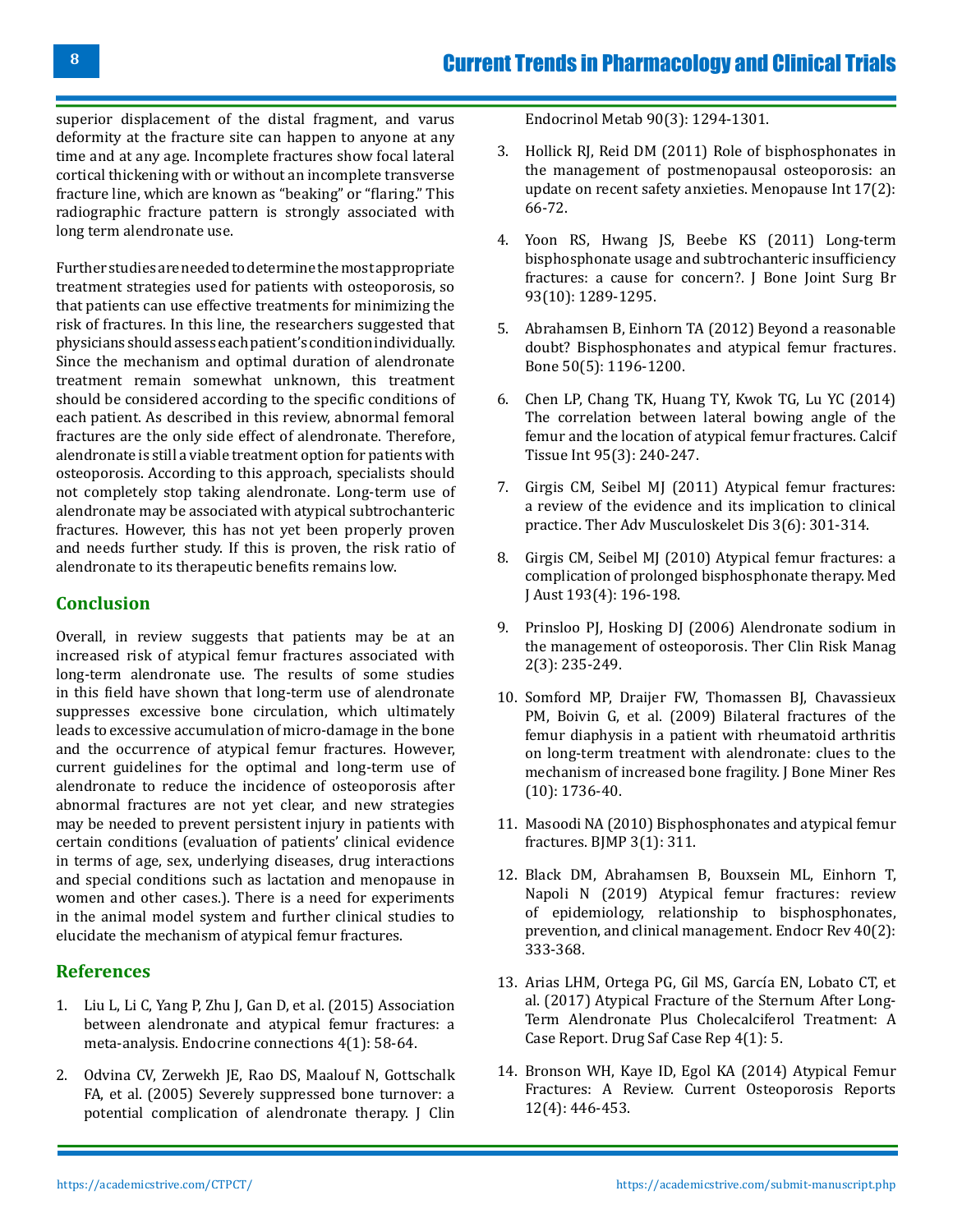superior displacement of the distal fragment, and varus deformity at the fracture site can happen to anyone at any time and at any age. Incomplete fractures show focal lateral cortical thickening with or without an incomplete transverse fracture line, which are known as "beaking" or "flaring." This radiographic fracture pattern is strongly associated with long term alendronate use.

Further studies are needed to determine the most appropriate treatment strategies used for patients with osteoporosis, so that patients can use effective treatments for minimizing the risk of fractures. In this line, the researchers suggested that physicians should assess each patient's condition individually. Since the mechanism and optimal duration of alendronate treatment remain somewhat unknown, this treatment should be considered according to the specific conditions of each patient. As described in this review, abnormal femoral fractures are the only side effect of alendronate. Therefore, alendronate is still a viable treatment option for patients with osteoporosis. According to this approach, specialists should not completely stop taking alendronate. Long-term use of alendronate may be associated with atypical subtrochanteric fractures. However, this has not yet been properly proven and needs further study. If this is proven, the risk ratio of alendronate to its therapeutic benefits remains low.

## Conclusion

Overall, in review suggests that patients may be at an increased risk of atypical femur fractures associated with long-term alendronate use. The results of some studies in this field have shown that long-term use of alendronate suppresses excessive bone circulation, which ultimately leads to excessive accumulation of micro-damage in the bone and the occurrence of atypical femur fractures. However, current guidelines for the optimal and long-term use of alendronate to reduce the incidence of osteoporosis after abnormal fractures are not yet clear, and new strategies may be needed to prevent persistent injury in patients with certain conditions (evaluation of patients' clinical evidence in terms of age, sex, underlying diseases, drug interactions and special conditions such as lactation and menopause in women and other cases.). There is a need for experiments in the animal model system and further clinical studies to elucidate the mechanism of atypical femur fractures.

## References

1. Liu L, Li C, Yang P, Zhu J, Gan D, et al. (2015) Association between alendronate and atypical femur fractures: a meta-analysis. Endocrine connections 4(1): 58-64.
2. Odvina CV, Zerwekh JE, Rao DS, Maalouf N, Gottschalk FA, et al. (2005) Severely suppressed bone turnover: a potential complication of alendronate therapy. J Clin Endocrinol Metab 90(3): 1294-1301.
3. Hollick RJ, Reid DM (2011) Role of bisphosphonates in the management of postmenopausal osteoporosis: an update on recent safety anxieties. Menopause Int 17(2): 66-72.
4. Yoon RS, Hwang JS, Beebe KS (2011) Long-term bisphosphonate usage and subtrochanteric insufficiency fractures: a cause for concern?. J Bone Joint Surg Br 93(10): 1289-1295.
5. Abrahamsen B, Einhorn TA (2012) Beyond a reasonable doubt? Bisphosphonates and atypical femur fractures. Bone 50(5): 1196-1200.
6. Chen LP, Chang TK, Huang TY, Kwok TG, Lu YC (2014) The correlation between lateral bowing angle of the femur and the location of atypical femur fractures. Calcif Tissue Int 95(3): 240-247.
7. Girgis CM, Seibel MJ (2011) Atypical femur fractures: a review of the evidence and its implication to clinical practice. Ther Adv Musculoskelet Dis 3(6): 301-314.
8. Girgis CM, Seibel MJ (2010) Atypical femur fractures: a complication of prolonged bisphosphonate therapy. Med J Aust 193(4): 196-198.
9. Prinsloo PJ, Hosking DJ (2006) Alendronate sodium in the management of osteoporosis. Ther Clin Risk Manag 2(3): 235-249.
10. Somford MP, Draijer FW, Thomassen BJ, Chavassieux PM, Boivin G, et al. (2009) Bilateral fractures of the femur diaphysis in a patient with rheumatoid arthritis on long-term treatment with alendronate: clues to the mechanism of increased bone fragility. J Bone Miner Res (10): 1736-40.
11. Masoodi NA (2010) Bisphosphonates and atypical femur fractures. BJMP 3(1): 311.
12. Black DM, Abrahamsen B, Bouxsein ML, Einhorn T, Napoli N (2019) Atypical femur fractures: review of epidemiology, relationship to bisphosphonates, prevention, and clinical management. Endocr Rev 40(2): 333-368.
13. Arias LHM, Ortega PG, Gil MS, García EN, Lobato CT, et al. (2017) Atypical Fracture of the Sternum After Long-Term Alendronate Plus Cholecalciferol Treatment: A Case Report. Drug Saf Case Rep 4(1): 5.
14. Bronson WH, Kaye ID, Egol KA (2014) Atypical Femur Fractures: A Review. Current Osteoporosis Reports 12(4): 446-453.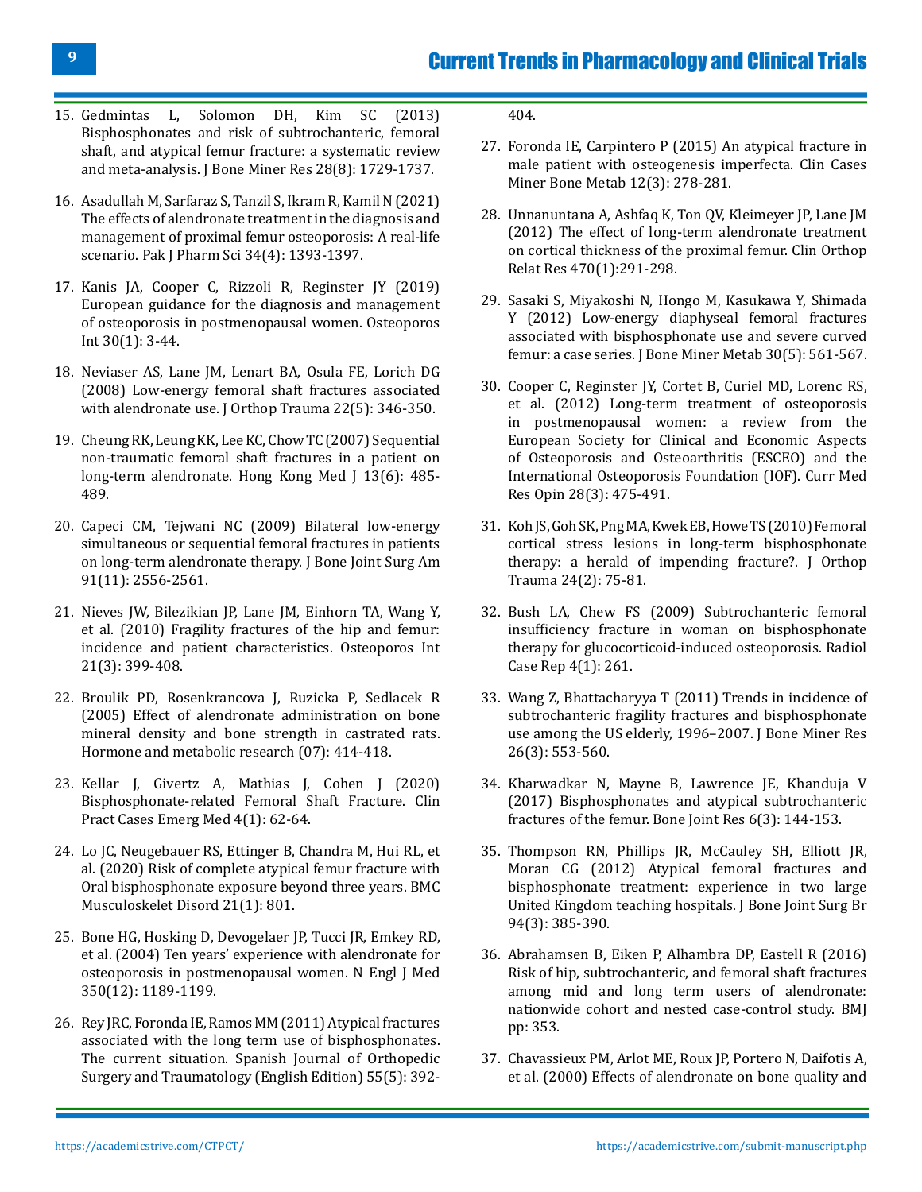15. Gedmintas L, Solomon DH, Kim SC (2013) Bisphosphonates and risk of subtrochanteric, femoral shaft, and atypical femur fracture: a systematic review and meta-analysis. J Bone Miner Res 28(8): 1729-1737.
16. Asadullah M, Sarfaraz S, Tanzil S, Ikram R, Kamil N (2021) The effects of alendronate treatment in the diagnosis and management of proximal femur osteoporosis: A real-life scenario. Pak J Pharm Sci 34(4): 1393-1397.
17. Kanis JA, Cooper C, Rizzoli R, Reginster JY (2019) European guidance for the diagnosis and management of osteoporosis in postmenopausal women. Osteoporos Int 30(1): 3-44.
18. Neviaser AS, Lane JM, Lenart BA, Osula FE, Lorich DG (2008) Low-energy femoral shaft fractures associated with alendronate use. J Orthop Trauma 22(5): 346-350.
19. Cheung RK, Leung KK, Lee KC, Chow TC (2007) Sequential non-traumatic femoral shaft fractures in a patient on long-term alendronate. Hong Kong Med J 13(6): 485-489.
20. Capeci CM, Tejwani NC (2009) Bilateral low-energy simultaneous or sequential femoral fractures in patients on long-term alendronate therapy. J Bone Joint Surg Am 91(11): 2556-2561.
21. Nieves JW, Bilezikian JP, Lane JM, Einhorn TA, Wang Y, et al. (2010) Fragility fractures of the hip and femur: incidence and patient characteristics. Osteoporos Int 21(3): 399-408.
22. Broulik PD, Rosenkrancova J, Ruzicka P, Sedlacek R (2005) Effect of alendronate administration on bone mineral density and bone strength in castrated rats. Hormone and metabolic research (07): 414-418.
23. Kellar J, Givertz A, Mathias J, Cohen J (2020) Bisphosphonate-related Femoral Shaft Fracture. Clin Pract Cases Emerg Med 4(1): 62-64.
24. Lo JC, Neugebauer RS, Ettinger B, Chandra M, Hui RL, et al. (2020) Risk of complete atypical femur fracture with Oral bisphosphonate exposure beyond three years. BMC Musculoskelet Disord 21(1): 801.
25. Bone HG, Hosking D, Devogelaer JP, Tucci JR, Emkey RD, et al. (2004) Ten years' experience with alendronate for osteoporosis in postmenopausal women. N Engl J Med 350(12): 1189-1199.
26. Rey JRC, Foronda IE, Ramos MM (2011) Atypical fractures associated with the long term use of bisphosphonates. The current situation. Spanish Journal of Orthopedic Surgery and Traumatology (English Edition) 55(5): 392-404.
27. Foronda IE, Carpintero P (2015) An atypical fracture in male patient with osteogenesis imperfecta. Clin Cases Miner Bone Metab 12(3): 278-281.
28. Unnanuntana A, Ashfaq K, Ton QV, Kleimeyer JP, Lane JM (2012) The effect of long-term alendronate treatment on cortical thickness of the proximal femur. Clin Orthop Relat Res 470(1):291-298.
29. Sasaki S, Miyakoshi N, Hongo M, Kasukawa Y, Shimada Y (2012) Low-energy diaphyseal femoral fractures associated with bisphosphonate use and severe curved femur: a case series. J Bone Miner Metab 30(5): 561-567.
30. Cooper C, Reginster JY, Cortet B, Curiel MD, Lorenc RS, et al. (2012) Long-term treatment of osteoporosis in postmenopausal women: a review from the European Society for Clinical and Economic Aspects of Osteoporosis and Osteoarthritis (ESCEO) and the International Osteoporosis Foundation (IOF). Curr Med Res Opin 28(3): 475-491.
31. Koh JS, Goh SK, Png MA, Kwek EB, Howe TS (2010) Femoral cortical stress lesions in long-term bisphosphonate therapy: a herald of impending fracture?. J Orthop Trauma 24(2): 75-81.
32. Bush LA, Chew FS (2009) Subtrochanteric femoral insufficiency fracture in woman on bisphosphonate therapy for glucocorticoid-induced osteoporosis. Radiol Case Rep 4(1): 261.
33. Wang Z, Bhattacharyya T (2011) Trends in incidence of subtrochanteric fragility fractures and bisphosphonate use among the US elderly, 1996–2007. J Bone Miner Res 26(3): 553-560.
34. Kharwadkar N, Mayne B, Lawrence JE, Khanduja V (2017) Bisphosphonates and atypical subtrochanteric fractures of the femur. Bone Joint Res 6(3): 144-153.
35. Thompson RN, Phillips JR, McCauley SH, Elliott JR, Moran CG (2012) Atypical femoral fractures and bisphosphonate treatment: experience in two large United Kingdom teaching hospitals. J Bone Joint Surg Br 94(3): 385-390.
36. Abrahamsen B, Eiken P, Alhambra DP, Eastell R (2016) Risk of hip, subtrochanteric, and femoral shaft fractures among mid and long term users of alendronate: nationwide cohort and nested case-control study. BMJ pp: 353.
37. Chavassieux PM, Arlot ME, Roux JP, Portero N, Daifotis A, et al. (2000) Effects of alendronate on bone quality and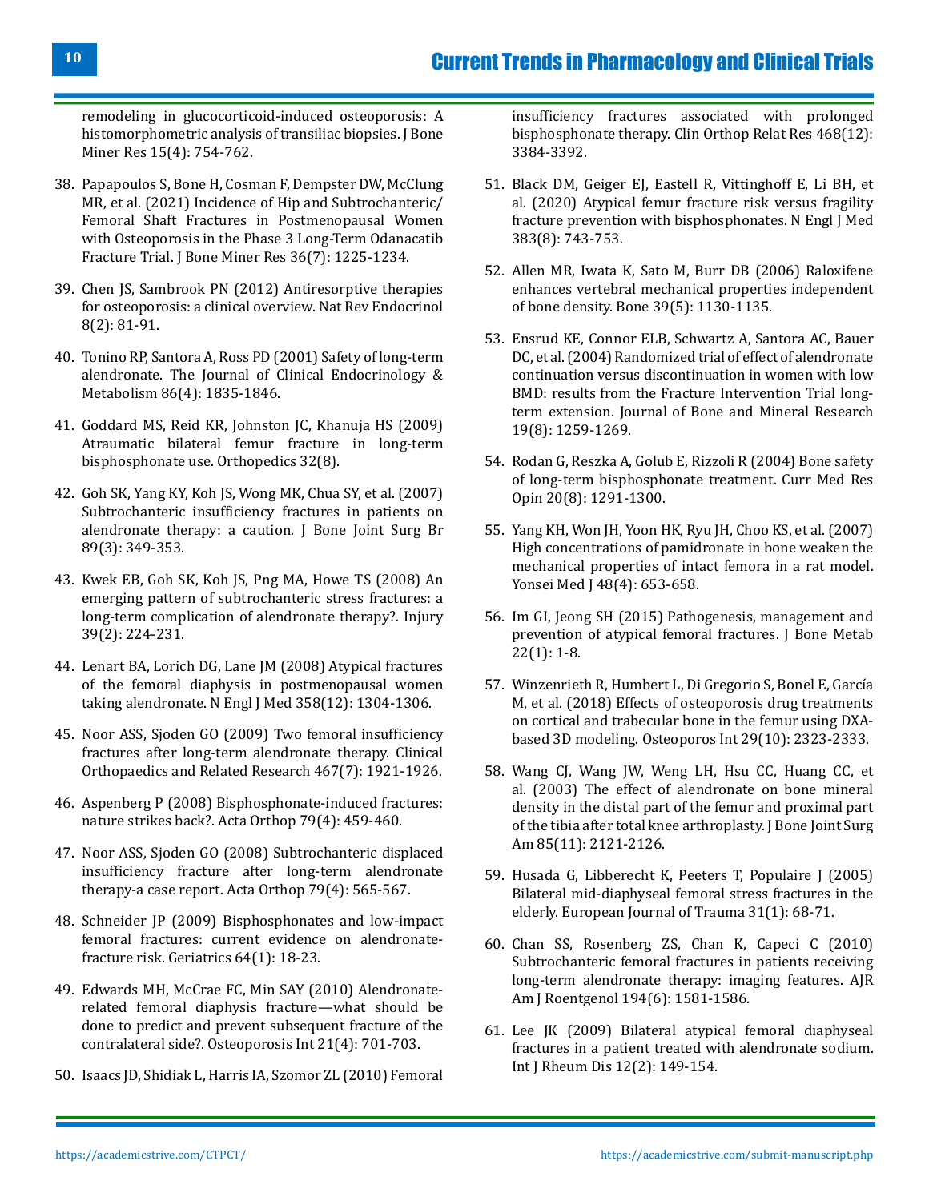remodeling in glucocorticoid-induced osteoporosis: A histomorphometric analysis of transilac biopsies. J Bone Miner Res 15(4): 754-762.

38. Papapoulos S, Bone H, Cosman F, Dempster DW, McClung MR, et al. (2021) Incidence of Hip and Subtrochanteric/ Femoral Shaft Fractures in Postmenopausal Women with Osteoporosis in the Phase 3 Long-Term Odanacatib Fracture Trial. J Bone Miner Res 36(7): 1225-1234.

39. Chen JS, Sambrook PN (2012) Antiresorptive therapies for osteoporosis: a clinical overview. Nat Rev Endocrinol 8(2): 81-91.

40. Tonino RP, Santora A, Ross PD (2001) Safety of long-term alendronate. The Journal of Clinical Endocrinology & Metabolism 86(4): 1835-1846.

41. Goddard MS, Reid KR, Johnston JC, Khanuja HS (2009) Atraumatic bilateral femur fracture in long-term bisphosphonate use. Orthopedics 32(8).

42. Goh SK, Yang KY, Koh JS, Wong MK, Chua SY, et al. (2007) Subtrochanteric insufficiency fractures in patients on alendronate therapy: a caution. J Bone Joint Surg Br 89(3): 349-353.

43. Kwek EB, Goh SK, Koh JS, Png MA, Howe TS (2008) An emerging pattern of subtrochanteric stress fractures: a long-term complication of alendronate therapy?. Injury 39(2): 224-231.

44. Lenart BA, Lorich DG, Lane JM (2008) Atypical fractures of the femoral diaphysis in postmenopausal women taking alendronate. N Engl J Med 358(12): 1304-1306.

45. Noor ASS, Sjoden GO (2009) Two femoral insufficiency fractures after long-term alendronate therapy. Clinical Orthopaedics and Related Research 467(7): 1921-1926.

46. Aspenberg P (2008) Bisphosphonate-induced fractures: nature strikes back?. Acta Orthop 79(4): 459-460.

47. Noor ASS, Sjoden GO (2008) Subtrochanteric displaced insufficiency fracture after long-term alendronate therapy-a case report. Acta Orthop 79(4): 565-567.

48. Schneider JP (2009) Bisphosphonates and low-impact femoral fractures: current evidence on alendronate-fracture risk. Geriatrics 64(1): 18-23.

49. Edwards MH, McCrae FC, Min SAY (2010) Alendronate-related femoral diaphysis fracture—what should be done to predict and prevent subsequent fracture of the contralateral side?. Osteoporosis Int 21(4): 701-703.

50. Isaacs JD, Shidiak L, Harris IA, Szomor ZL (2010) Femoral insufficiency fractures associated with prolonged bisphosphonate therapy. Clin Orthop Relat Res 468(12): 3384-3392.

51. Black DM, Geiger EJ, Eastell R, Vittinghoff E, Li BH, et al. (2020) Atypical femur fracture risk versus fragility fracture prevention with bisphosphonates. N Engl J Med 383(8): 743-753.

52. Allen MR, Iwata K, Sato M, Burr DB (2006) Raloxifene enhances vertebral mechanical properties independent of bone density. Bone 39(5): 1130-1135.

53. Ensrud KE, Connor ELB, Schwartz A, Santora AC, Bauer DC, et al. (2004) Randomized trial of effect of alendronate continuation versus discontinuation in women with low BMD: results from the Fracture Intervention Trial long-term extension. Journal of Bone and Mineral Research 19(8): 1259-1269.

54. Rodan G, Reszka A, Golub E, Rizzoli R (2004) Bone safety of long-term bisphosphonate treatment. Curr Med Res Opin 20(8): 1291-1300.

55. Yang KH, Won JH, Yoon HK, Ryu JH, Choo KS, et al. (2007) High concentrations of pamidronate in bone weaken the mechanical properties of intact femora in a rat model. Yonsei Med J 48(4): 653-658.

56. Im GI, Jeong SH (2015) Pathogenesis, management and prevention of atypical femoral fractures. J Bone Metab 22(1): 1-8.

57. Winzenrieth R, Humbert L, Di Gregorio S, Bonel E, García M, et al. (2018) Effects of osteoporosis drug treatments on cortical and trabecular bone in the femur using DXA-based 3D modeling. Osteoporos Int 29(10): 2323-2333.

58. Wang CJ, Wang JW, Weng LH, Hsu CC, Huang CC, et al. (2003) The effect of alendronate on bone mineral density in the distal part of the femur and proximal part of the tibia after total knee arthroplasty. J Bone Joint Surg Am 85(11): 2121-2126.

59. Husada G, Libberecht K, Peeters T, Populaire J (2005) Bilateral mid-diaphyseal femoral stress fractures in the elderly. European Journal of Trauma 31(1): 68-71.

60. Chan SS, Rosenberg ZS, Chan K, Capeci C (2010) Subtrochanteric femoral fractures in patients receiving long-term alendronate therapy: imaging features. AJR Am J Roentgenol 194(6): 1581-1586.

61. Lee JK (2009) Bilateral atypical femoral diaphyseal fractures in a patient treated with alendronate sodium. Int J Rheum Dis 12(2): 149-154.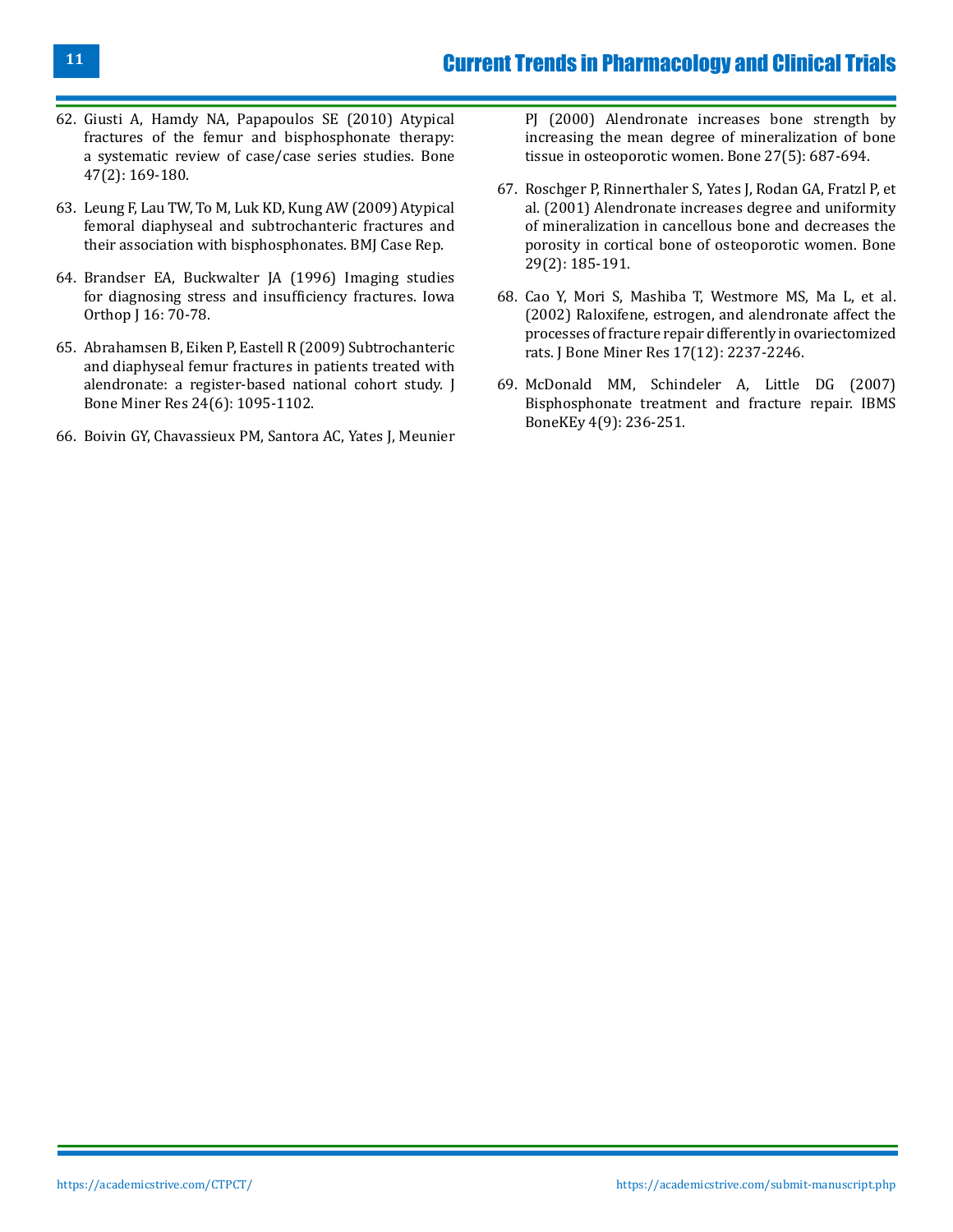62. Giusti A, Hamdy NA, Papapoulos SE (2010) Atypical fractures of the femur and bisphosphonate therapy: a systematic review of case/case series studies. Bone 47(2): 169-180.

63. Leung F, Lau TW, To M, Luk KD, Kung AW (2009) Atypical femoral diaphyseal and subtrochanteric fractures and their association with bisphosphonates. BMJ Case Rep.

64. Brandser EA, Buckwalter JA (1996) Imaging studies for diagnosing stress and insufficiency fractures. Iowa Orthop J 16: 70-78.

65. Abrahamsen B, Eiken P, Eastell R (2009) Subtrochanteric and diaphyseal femur fractures in patients treated with alendronate: a register-based national cohort study. J Bone Miner Res 24(6): 1095-1102.

66. Boivin GY, Chavassieux PM, Santora AC, Yates J, Meunier PJ (2000) Alendronate increases bone strength by increasing the mean degree of mineralization of bone tissue in osteoporotic women. Bone 27(5): 687-694.

67. Roschger P, Rinnerthaler S, Yates J, Rodan GA, Fratzl P, et al. (2001) Alendronate increases degree and uniformity of mineralization in cancellous bone and decreases the porosity in cortical bone of osteoporotic women. Bone 29(2): 185-191.

68. Cao Y, Mori S, Mashiba T, Westmore MS, Ma L, et al. (2002) Raloxifene, estrogen, and alendronate affect the processes of fracture repair differently in ovariectomized rats. J Bone Miner Res 17(12): 2237-2246.

69. McDonald MM, Schindeler A, Little DG (2007) Bisphosphonate treatment and fracture repair. IBMS BoneKEy 4(9): 236-251.